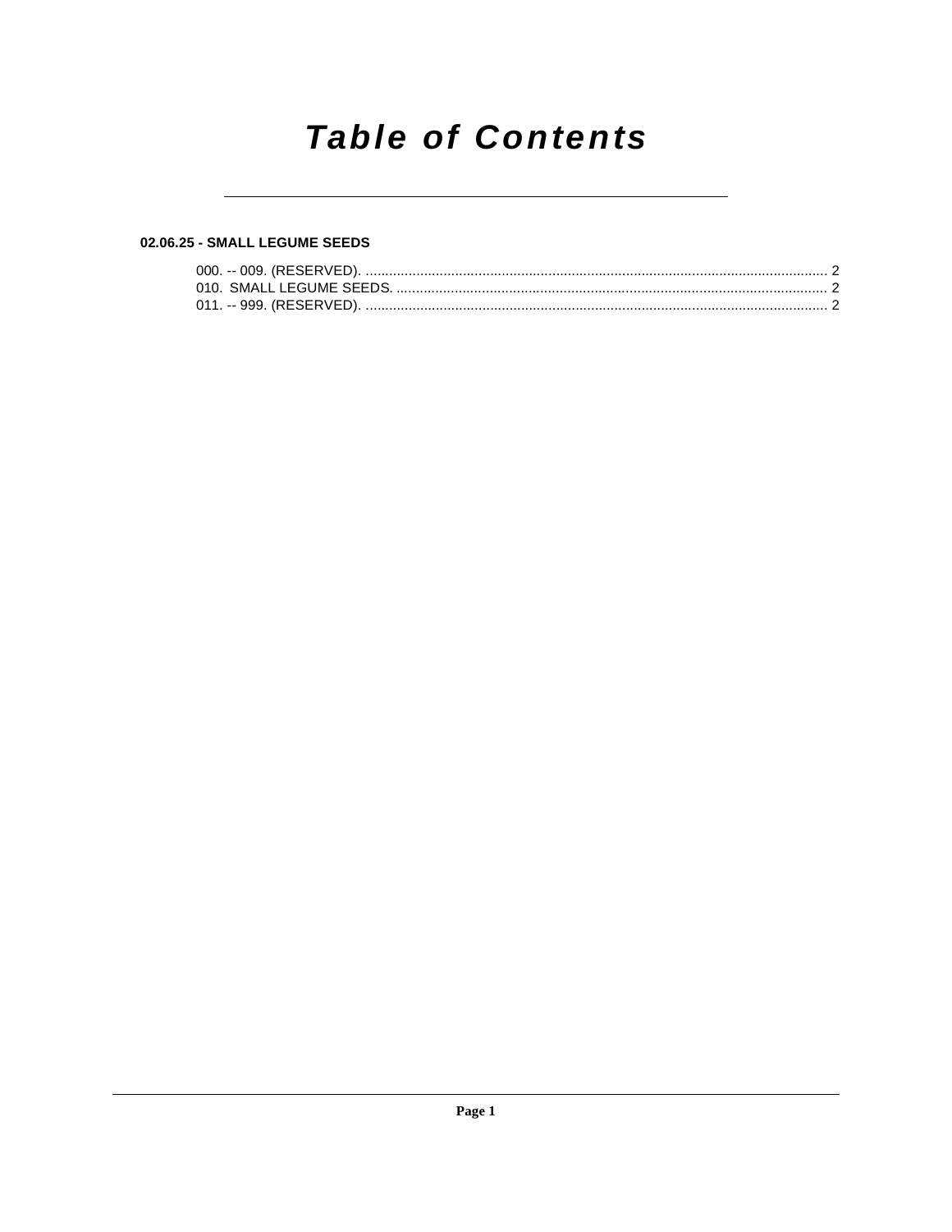# *Table of Contents*

**02.06.25 - SMALL LEGUME SEEDS**

000. -- 009. (RESERVED). ........................................................................................................................ 2
010. SMALL LEGUME SEEDS. ............................................................................................................... 2
011. -- 999. (RESERVED). ........................................................................................................................ 2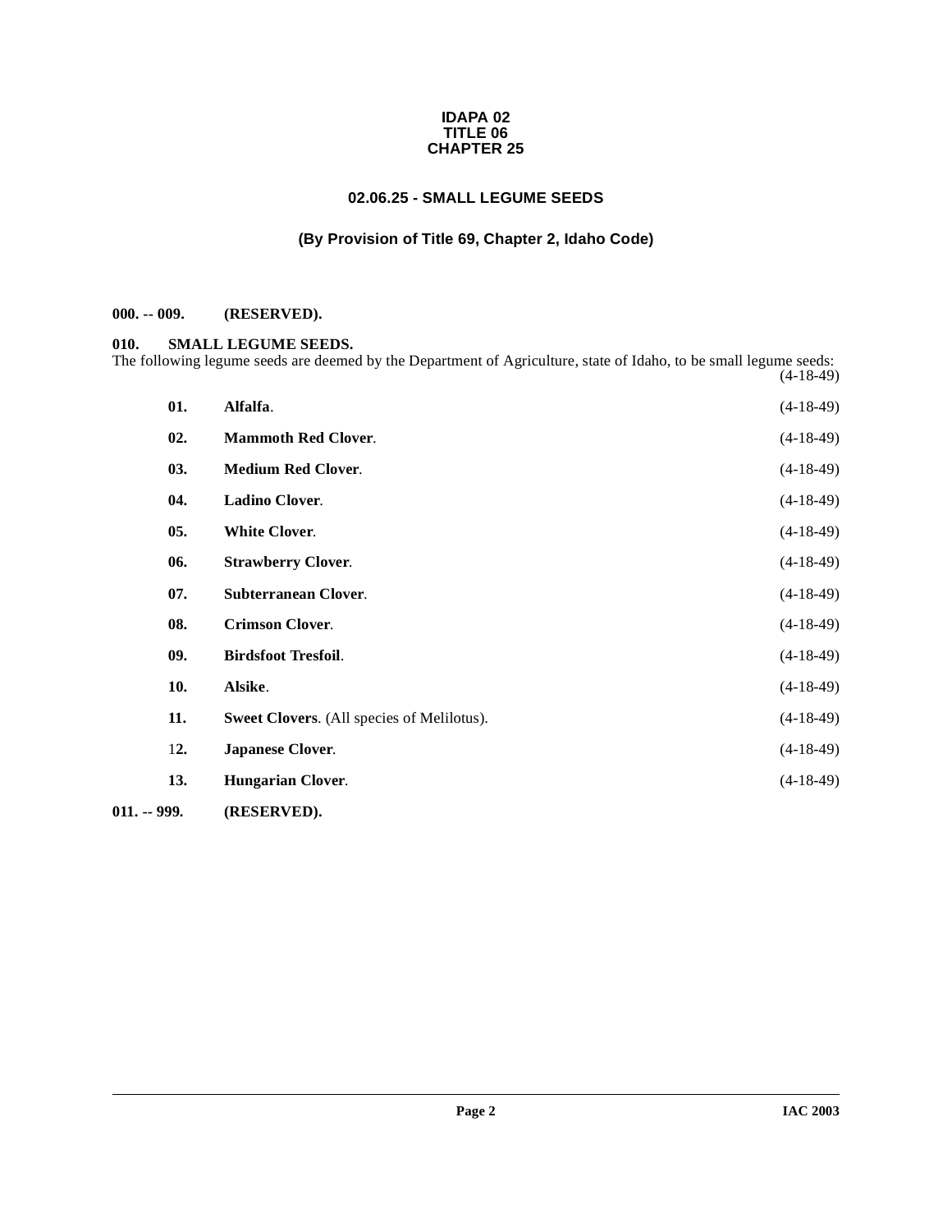**IDAPA 02**
**TITLE 06**
**CHAPTER 25**

# 02.06.25 - SMALL LEGUME SEEDS

## (By Provision of Title 69, Chapter 2, Idaho Code)

**000. -- 009. (RESERVED).**

**010. SMALL LEGUME SEEDS.**

The following legume seeds are deemed by the Department of Agriculture, state of Idaho, to be small legume seeds: (4-18-49)

**01. Alfalfa**. (4-18-49)

**02. Mammoth Red Clover**. (4-18-49)

**03. Medium Red Clover**. (4-18-49)

**04. Ladino Clover**. (4-18-49)

**05. White Clover**. (4-18-49)

**06. Strawberry Clover**. (4-18-49)

**07. Subterranean Clover**. (4-18-49)

**08. Crimson Clover**. (4-18-49)

**09. Birdsfoot Tresfoil**. (4-18-49)

**10. Alsike**. (4-18-49)

**11. Sweet Clovers**. (All species of Melilotus). (4-18-49)

**12. Japanese Clover**. (4-18-49)

**13. Hungarian Clover**. (4-18-49)

**011. -- 999. (RESERVED).**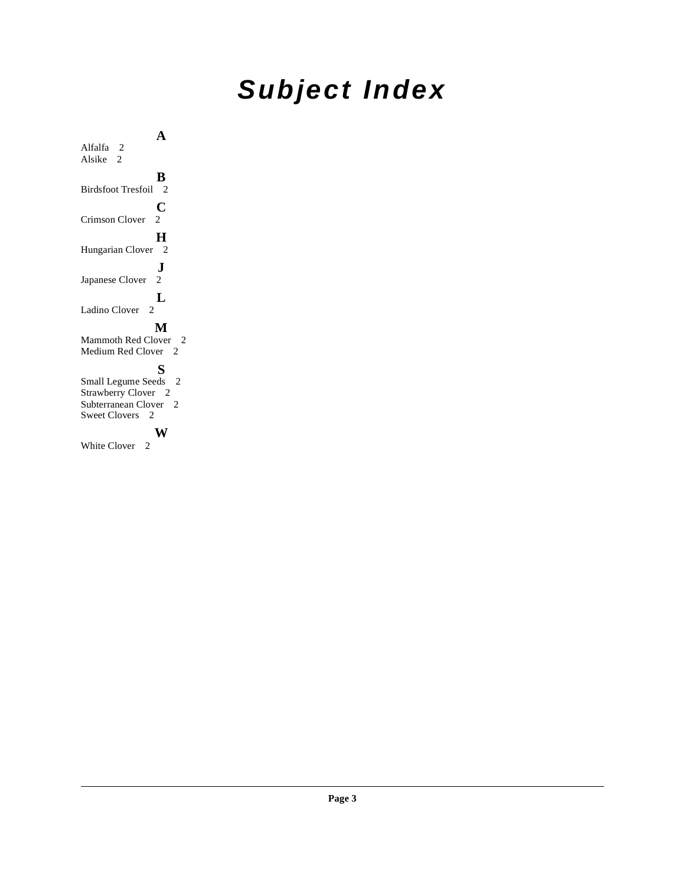# *Subject Index*

**A**

Alfalfa 2
Alsike 2

**B**

Birdsfoot Tresfoil 2

**C**

Crimson Clover 2

**H**

Hungarian Clover 2

**J**

Japanese Clover 2

**L**

Ladino Clover 2

**M**

Mammoth Red Clover 2
Medium Red Clover 2

**S**

Small Legume Seeds 2
Strawberry Clover 2
Subterranean Clover 2
Sweet Clovers 2

**W**

White Clover 2